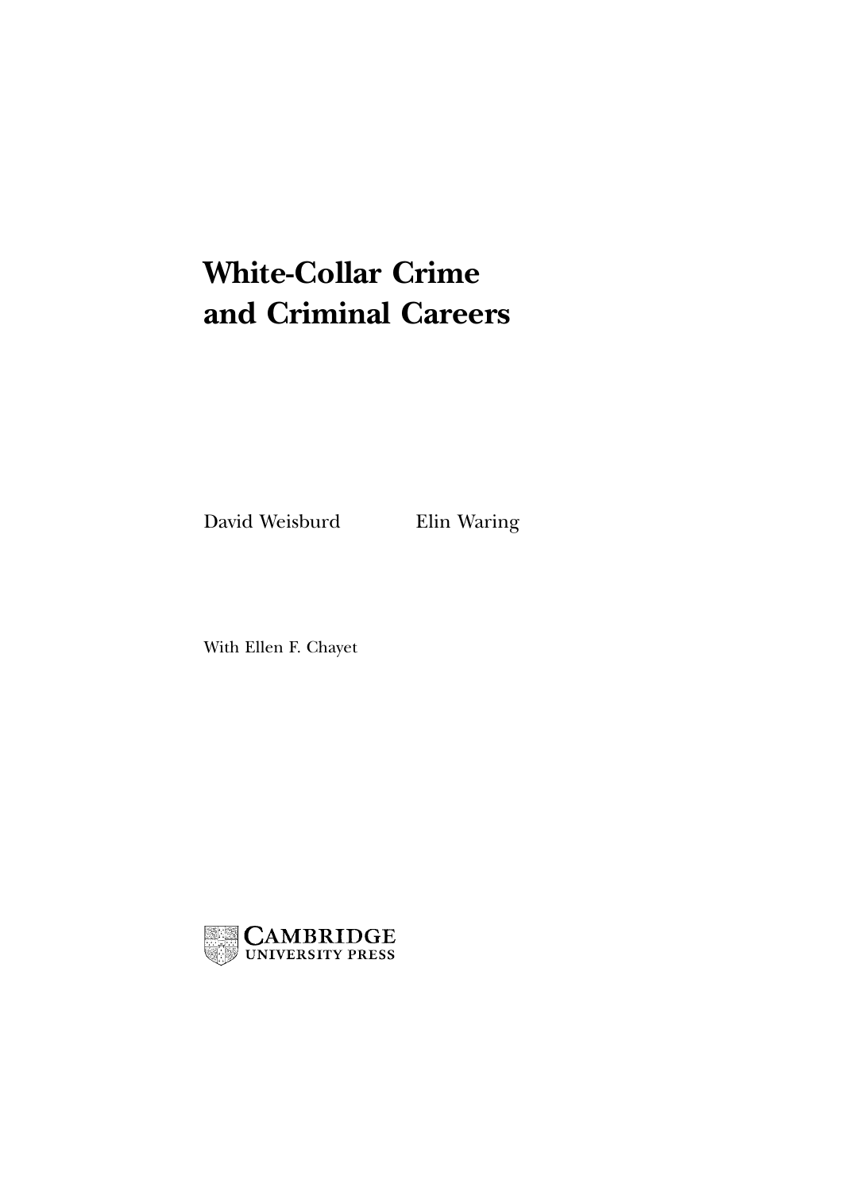# White-Collar Crime and Criminal Careers

David Weisburd Elin Waring

With Ellen F. Chayet

CAMBRIDGE
UNIVERSITY PRESS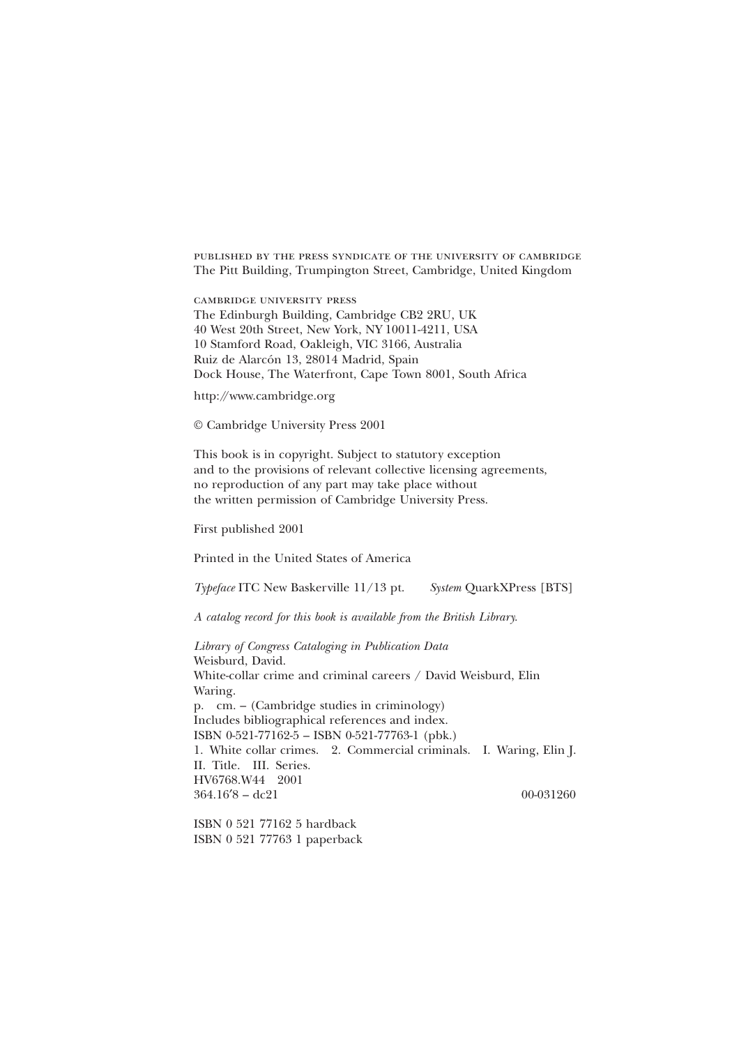PUBLISHED BY THE PRESS SYNDICATE OF THE UNIVERSITY OF CAMBRIDGE
The Pitt Building, Trumpington Street, Cambridge, United Kingdom

CAMBRIDGE UNIVERSITY PRESS
The Edinburgh Building, Cambridge CB2 2RU, UK
40 West 20th Street, New York, NY 10011-4211, USA
10 Stamford Road, Oakleigh, VIC 3166, Australia
Ruiz de Alarcón 13, 28014 Madrid, Spain
Dock House, The Waterfront, Cape Town 8001, South Africa

http://www.cambridge.org

© Cambridge University Press 2001

This book is in copyright. Subject to statutory exception
and to the provisions of relevant collective licensing agreements,
no reproduction of any part may take place without
the written permission of Cambridge University Press.

First published 2001

Printed in the United States of America

*Typeface* ITC New Baskerville 11/13 pt. *System* QuarkXPress [BTS]

*A catalog record for this book is available from the British Library.*

*Library of Congress Cataloging in Publication Data*
Weisburd, David.
White-collar crime and criminal careers / David Weisburd, Elin Waring.
p. cm. – (Cambridge studies in criminology)
Includes bibliographical references and index.
ISBN 0-521-77162-5 – ISBN 0-521-77763-1 (pbk.)
1. White collar crimes. 2. Commercial criminals. I. Waring, Elin J.
II. Title. III. Series.
HV6768.W44 2001
364.16′8 – dc21 00-031260

ISBN 0 521 77162 5 hardback
ISBN 0 521 77763 1 paperback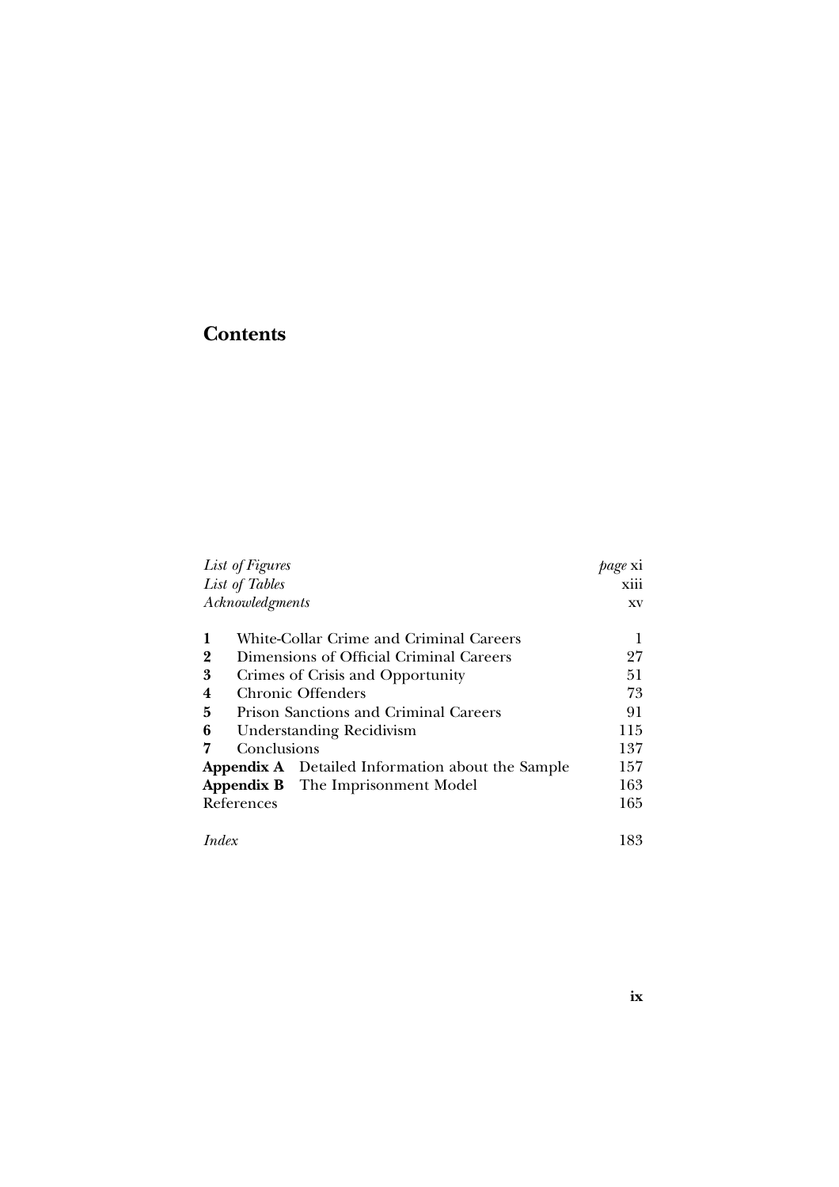# Contents

| | |
|---|---|
| *List of Figures* | *page* xi |
| *List of Tables* | xiii |
| *Acknowledgments* | xv |
| **1** White-Collar Crime and Criminal Careers | 1 |
| **2** Dimensions of Official Criminal Careers | 27 |
| **3** Crimes of Crisis and Opportunity | 51 |
| **4** Chronic Offenders | 73 |
| **5** Prison Sanctions and Criminal Careers | 91 |
| **6** Understanding Recidivism | 115 |
| **7** Conclusions | 137 |
| **Appendix A** Detailed Information about the Sample | 157 |
| **Appendix B** The Imprisonment Model | 163 |
| References | 165 |
| *Index* | 183 |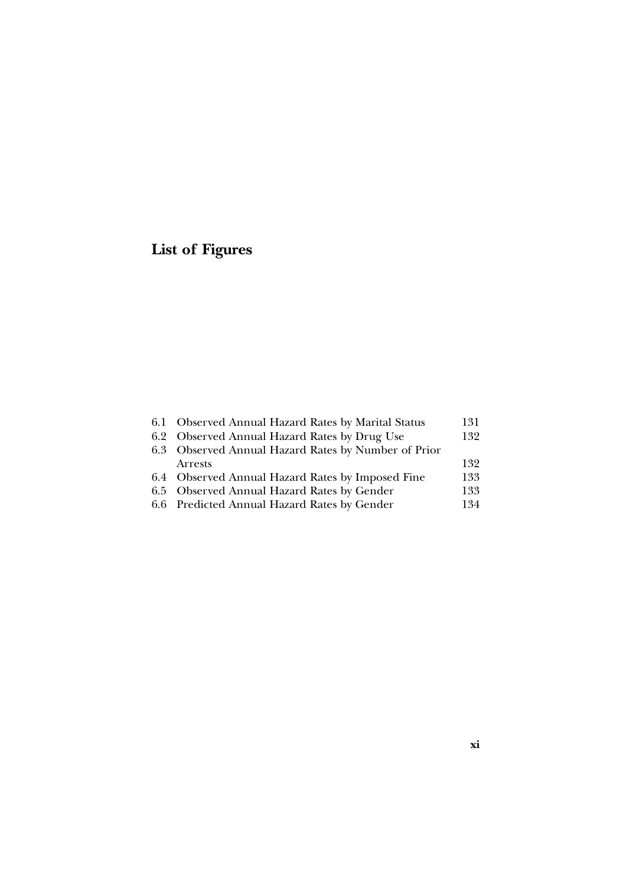# List of Figures

| | | |
|---|---|---|
| 6.1 | Observed Annual Hazard Rates by Marital Status | 131 |
| 6.2 | Observed Annual Hazard Rates by Drug Use | 132 |
| 6.3 | Observed Annual Hazard Rates by Number of Prior Arrests | 132 |
| 6.4 | Observed Annual Hazard Rates by Imposed Fine | 133 |
| 6.5 | Observed Annual Hazard Rates by Gender | 133 |
| 6.6 | Predicted Annual Hazard Rates by Gender | 134 |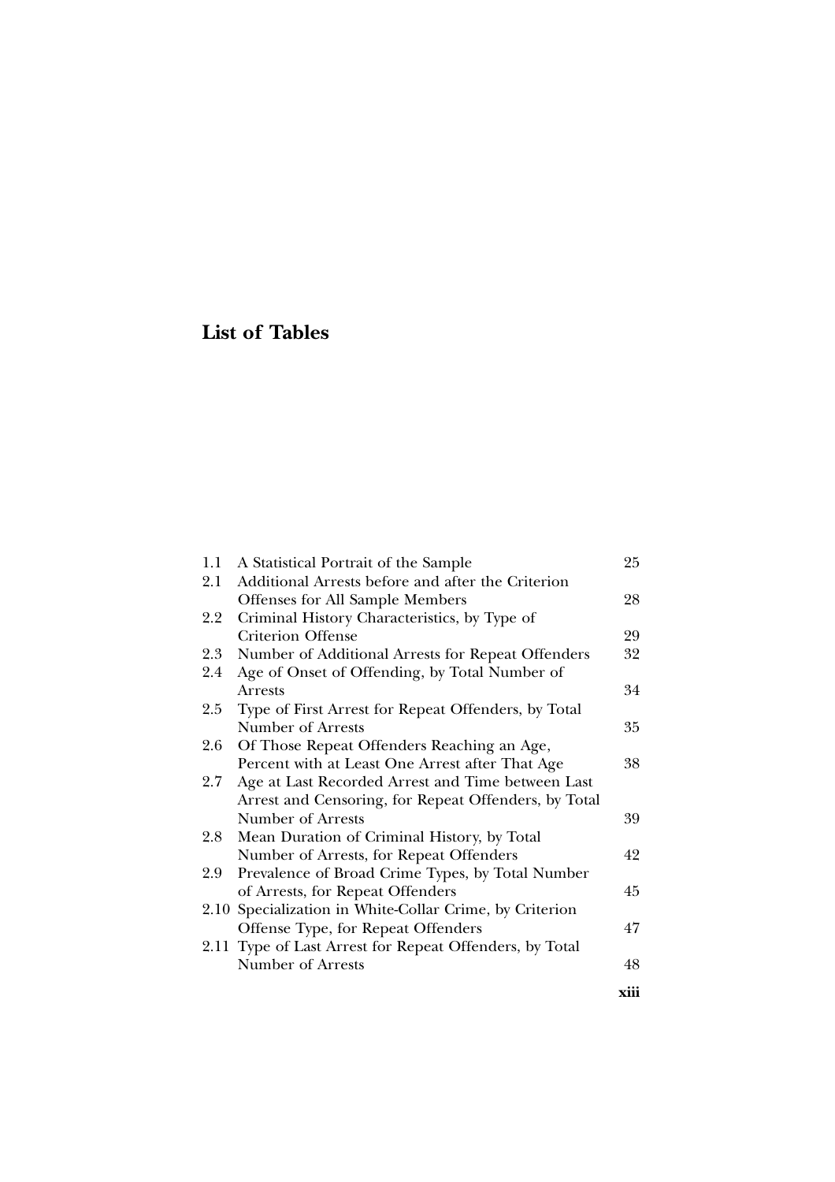## List of Tables

| | | |
|---|---|---|
| 1.1 | A Statistical Portrait of the Sample | 25 |
| 2.1 | Additional Arrests before and after the Criterion Offenses for All Sample Members | 28 |
| 2.2 | Criminal History Characteristics, by Type of Criterion Offense | 29 |
| 2.3 | Number of Additional Arrests for Repeat Offenders | 32 |
| 2.4 | Age of Onset of Offending, by Total Number of Arrests | 34 |
| 2.5 | Type of First Arrest for Repeat Offenders, by Total Number of Arrests | 35 |
| 2.6 | Of Those Repeat Offenders Reaching an Age, Percent with at Least One Arrest after That Age | 38 |
| 2.7 | Age at Last Recorded Arrest and Time between Last Arrest and Censoring, for Repeat Offenders, by Total Number of Arrests | 39 |
| 2.8 | Mean Duration of Criminal History, by Total Number of Arrests, for Repeat Offenders | 42 |
| 2.9 | Prevalence of Broad Crime Types, by Total Number of Arrests, for Repeat Offenders | 45 |
| 2.10 | Specialization in White-Collar Crime, by Criterion Offense Type, for Repeat Offenders | 47 |
| 2.11 | Type of Last Arrest for Repeat Offenders, by Total Number of Arrests | 48 |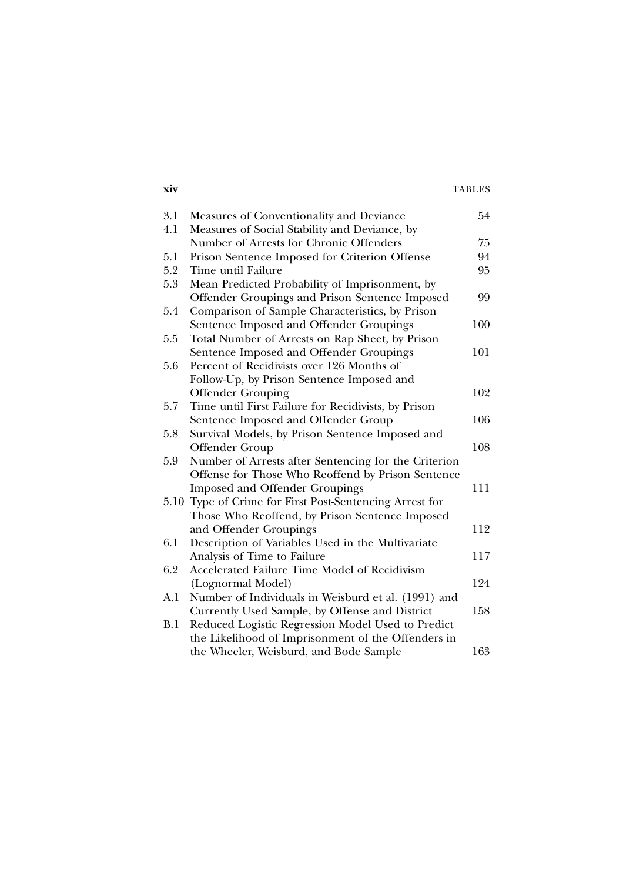| | | |
|---|---|---|
| 3.1 | Measures of Conventionality and Deviance | 54 |
| 4.1 | Measures of Social Stability and Deviance, by Number of Arrests for Chronic Offenders | 75 |
| 5.1 | Prison Sentence Imposed for Criterion Offense | 94 |
| 5.2 | Time until Failure | 95 |
| 5.3 | Mean Predicted Probability of Imprisonment, by Offender Groupings and Prison Sentence Imposed | 99 |
| 5.4 | Comparison of Sample Characteristics, by Prison Sentence Imposed and Offender Groupings | 100 |
| 5.5 | Total Number of Arrests on Rap Sheet, by Prison Sentence Imposed and Offender Groupings | 101 |
| 5.6 | Percent of Recidivists over 126 Months of Follow-Up, by Prison Sentence Imposed and Offender Grouping | 102 |
| 5.7 | Time until First Failure for Recidivists, by Prison Sentence Imposed and Offender Group | 106 |
| 5.8 | Survival Models, by Prison Sentence Imposed and Offender Group | 108 |
| 5.9 | Number of Arrests after Sentencing for the Criterion Offense for Those Who Reoffend by Prison Sentence Imposed and Offender Groupings | 111 |
| 5.10 | Type of Crime for First Post-Sentencing Arrest for Those Who Reoffend, by Prison Sentence Imposed and Offender Groupings | 112 |
| 6.1 | Description of Variables Used in the Multivariate Analysis of Time to Failure | 117 |
| 6.2 | Accelerated Failure Time Model of Recidivism (Lognormal Model) | 124 |
| A.1 | Number of Individuals in Weisburd et al. (1991) and Currently Used Sample, by Offense and District | 158 |
| B.1 | Reduced Logistic Regression Model Used to Predict the Likelihood of Imprisonment of the Offenders in the Wheeler, Weisburd, and Bode Sample | 163 |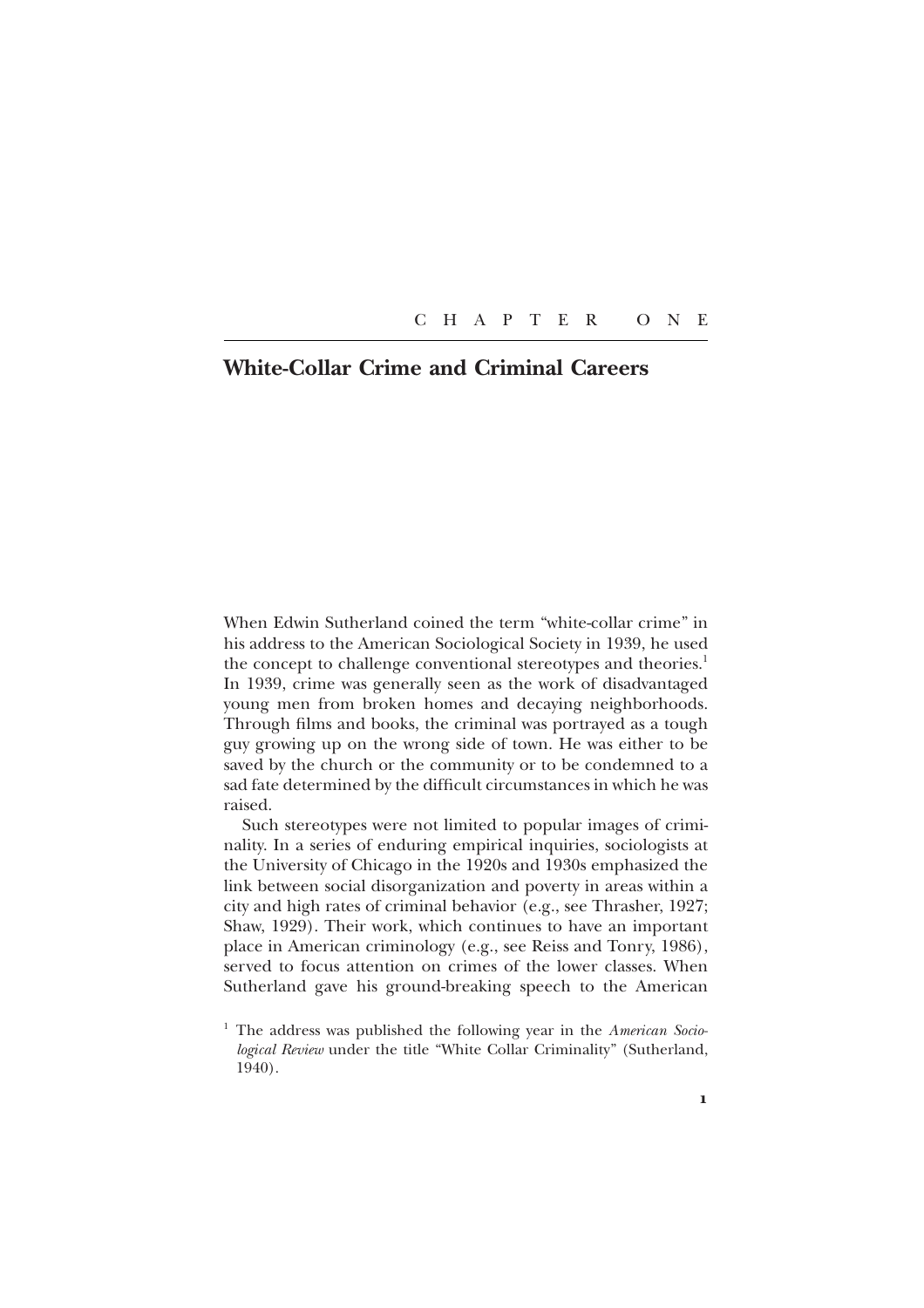CHAPTER ONE

# White-Collar Crime and Criminal Careers

When Edwin Sutherland coined the term "white-collar crime" in his address to the American Sociological Society in 1939, he used the concept to challenge conventional stereotypes and theories.[1] In 1939, crime was generally seen as the work of disadvantaged young men from broken homes and decaying neighborhoods. Through films and books, the criminal was portrayed as a tough guy growing up on the wrong side of town. He was either to be saved by the church or the community or to be condemned to a sad fate determined by the difficult circumstances in which he was raised.

Such stereotypes were not limited to popular images of criminality. In a series of enduring empirical inquiries, sociologists at the University of Chicago in the 1920s and 1930s emphasized the link between social disorganization and poverty in areas within a city and high rates of criminal behavior (e.g., see Thrasher, 1927; Shaw, 1929). Their work, which continues to have an important place in American criminology (e.g., see Reiss and Tonry, 1986), served to focus attention on crimes of the lower classes. When Sutherland gave his ground-breaking speech to the American

[1] The address was published the following year in the *American Sociological Review* under the title "White Collar Criminality" (Sutherland, 1940).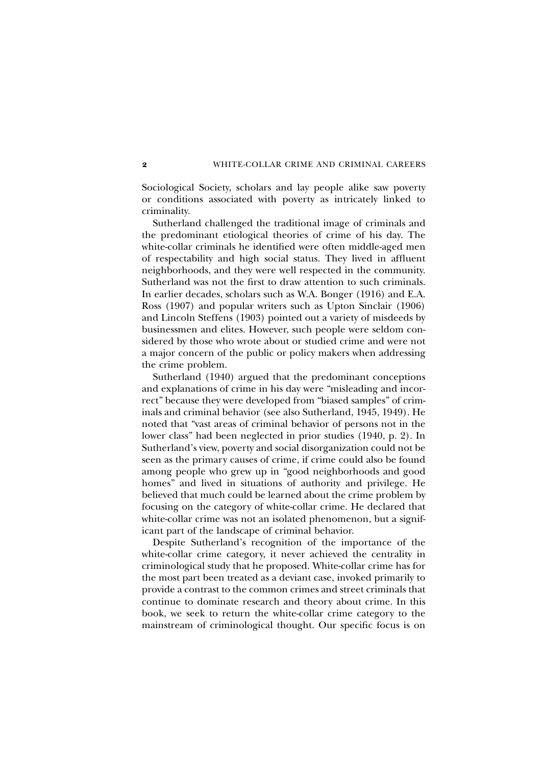Sociological Society, scholars and lay people alike saw poverty or conditions associated with poverty as intricately linked to criminality.

Sutherland challenged the traditional image of criminals and the predominant etiological theories of crime of his day. The white-collar criminals he identified were often middle-aged men of respectability and high social status. They lived in affluent neighborhoods, and they were well respected in the community. Sutherland was not the first to draw attention to such criminals. In earlier decades, scholars such as W.A. Bonger (1916) and E.A. Ross (1907) and popular writers such as Upton Sinclair (1906) and Lincoln Steffens (1903) pointed out a variety of misdeeds by businessmen and elites. However, such people were seldom considered by those who wrote about or studied crime and were not a major concern of the public or policy makers when addressing the crime problem.

Sutherland (1940) argued that the predominant conceptions and explanations of crime in his day were "misleading and incorrect" because they were developed from "biased samples" of criminals and criminal behavior (see also Sutherland, 1945, 1949). He noted that "vast areas of criminal behavior of persons not in the lower class" had been neglected in prior studies (1940, p. 2). In Sutherland's view, poverty and social disorganization could not be seen as the primary causes of crime, if crime could also be found among people who grew up in "good neighborhoods and good homes" and lived in situations of authority and privilege. He believed that much could be learned about the crime problem by focusing on the category of white-collar crime. He declared that white-collar crime was not an isolated phenomenon, but a significant part of the landscape of criminal behavior.

Despite Sutherland's recognition of the importance of the white-collar crime category, it never achieved the centrality in criminological study that he proposed. White-collar crime has for the most part been treated as a deviant case, invoked primarily to provide a contrast to the common crimes and street criminals that continue to dominate research and theory about crime. In this book, we seek to return the white-collar crime category to the mainstream of criminological thought. Our specific focus is on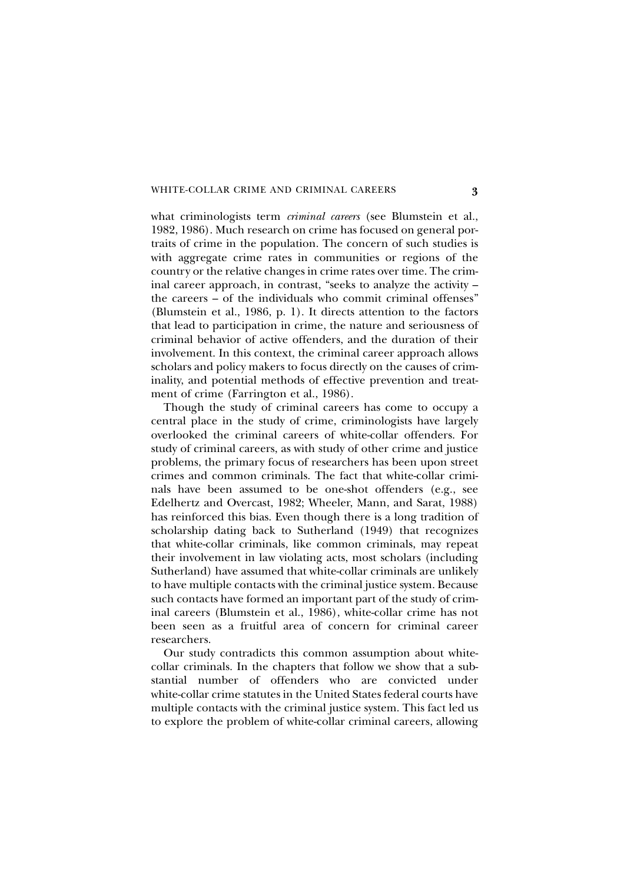what criminologists term *criminal careers* (see Blumstein et al., 1982, 1986). Much research on crime has focused on general portraits of crime in the population. The concern of such studies is with aggregate crime rates in communities or regions of the country or the relative changes in crime rates over time. The criminal career approach, in contrast, "seeks to analyze the activity – the careers – of the individuals who commit criminal offenses" (Blumstein et al., 1986, p. 1). It directs attention to the factors that lead to participation in crime, the nature and seriousness of criminal behavior of active offenders, and the duration of their involvement. In this context, the criminal career approach allows scholars and policy makers to focus directly on the causes of criminality, and potential methods of effective prevention and treatment of crime (Farrington et al., 1986).

Though the study of criminal careers has come to occupy a central place in the study of crime, criminologists have largely overlooked the criminal careers of white-collar offenders. For study of criminal careers, as with study of other crime and justice problems, the primary focus of researchers has been upon street crimes and common criminals. The fact that white-collar criminals have been assumed to be one-shot offenders (e.g., see Edelhertz and Overcast, 1982; Wheeler, Mann, and Sarat, 1988) has reinforced this bias. Even though there is a long tradition of scholarship dating back to Sutherland (1949) that recognizes that white-collar criminals, like common criminals, may repeat their involvement in law violating acts, most scholars (including Sutherland) have assumed that white-collar criminals are unlikely to have multiple contacts with the criminal justice system. Because such contacts have formed an important part of the study of criminal careers (Blumstein et al., 1986), white-collar crime has not been seen as a fruitful area of concern for criminal career researchers.

Our study contradicts this common assumption about white-collar criminals. In the chapters that follow we show that a substantial number of offenders who are convicted under white-collar crime statutes in the United States federal courts have multiple contacts with the criminal justice system. This fact led us to explore the problem of white-collar criminal careers, allowing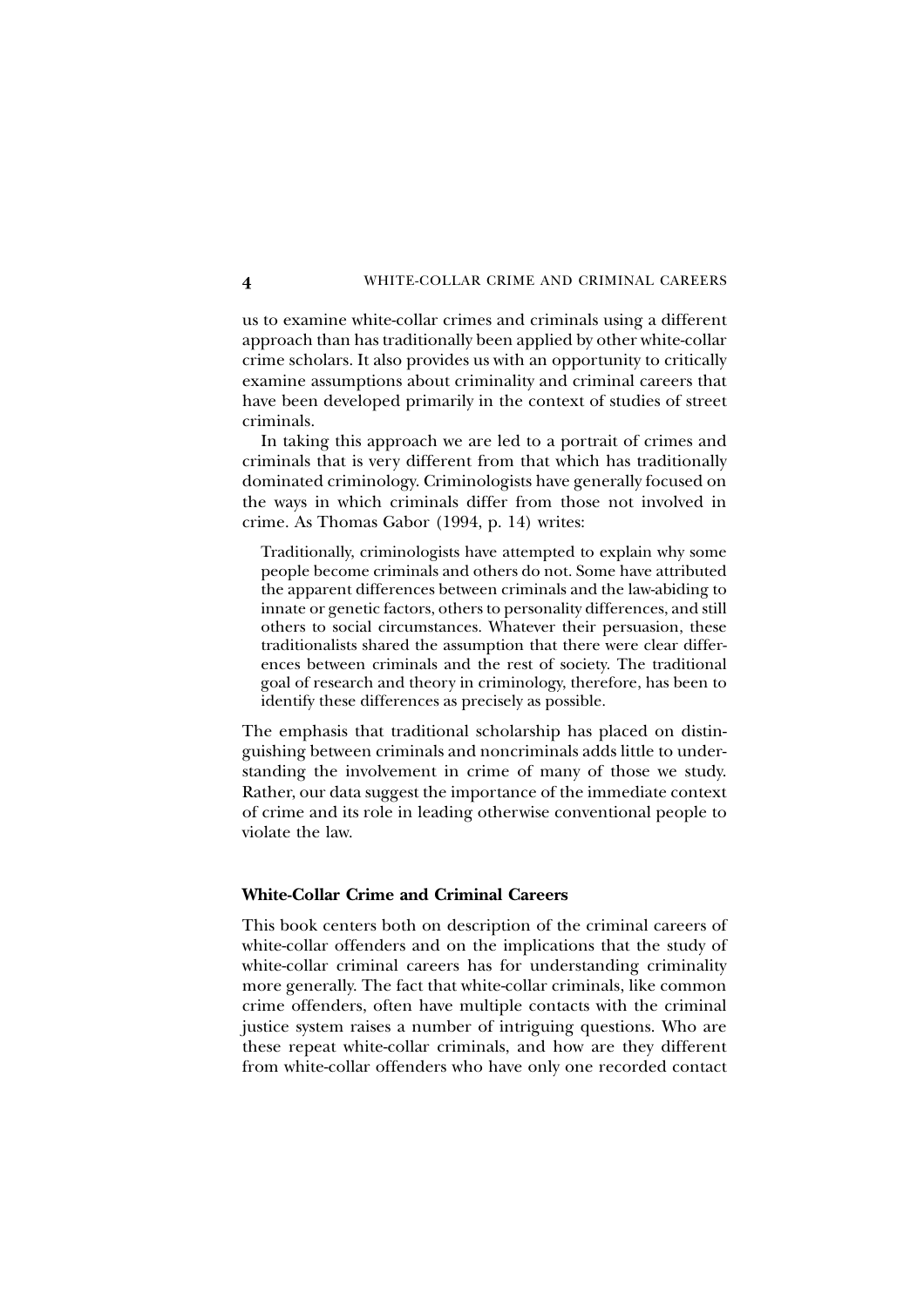us to examine white-collar crimes and criminals using a different approach than has traditionally been applied by other white-collar crime scholars. It also provides us with an opportunity to critically examine assumptions about criminality and criminal careers that have been developed primarily in the context of studies of street criminals.

In taking this approach we are led to a portrait of crimes and criminals that is very different from that which has traditionally dominated criminology. Criminologists have generally focused on the ways in which criminals differ from those not involved in crime. As Thomas Gabor (1994, p. 14) writes:

> Traditionally, criminologists have attempted to explain why some people become criminals and others do not. Some have attributed the apparent differences between criminals and the law-abiding to innate or genetic factors, others to personality differences, and still others to social circumstances. Whatever their persuasion, these traditionalists shared the assumption that there were clear differences between criminals and the rest of society. The traditional goal of research and theory in criminology, therefore, has been to identify these differences as precisely as possible.

The emphasis that traditional scholarship has placed on distinguishing between criminals and noncriminals adds little to understanding the involvement in crime of many of those we study. Rather, our data suggest the importance of the immediate context of crime and its role in leading otherwise conventional people to violate the law.

### White-Collar Crime and Criminal Careers

This book centers both on description of the criminal careers of white-collar offenders and on the implications that the study of white-collar criminal careers has for understanding criminality more generally. The fact that white-collar criminals, like common crime offenders, often have multiple contacts with the criminal justice system raises a number of intriguing questions. Who are these repeat white-collar criminals, and how are they different from white-collar offenders who have only one recorded contact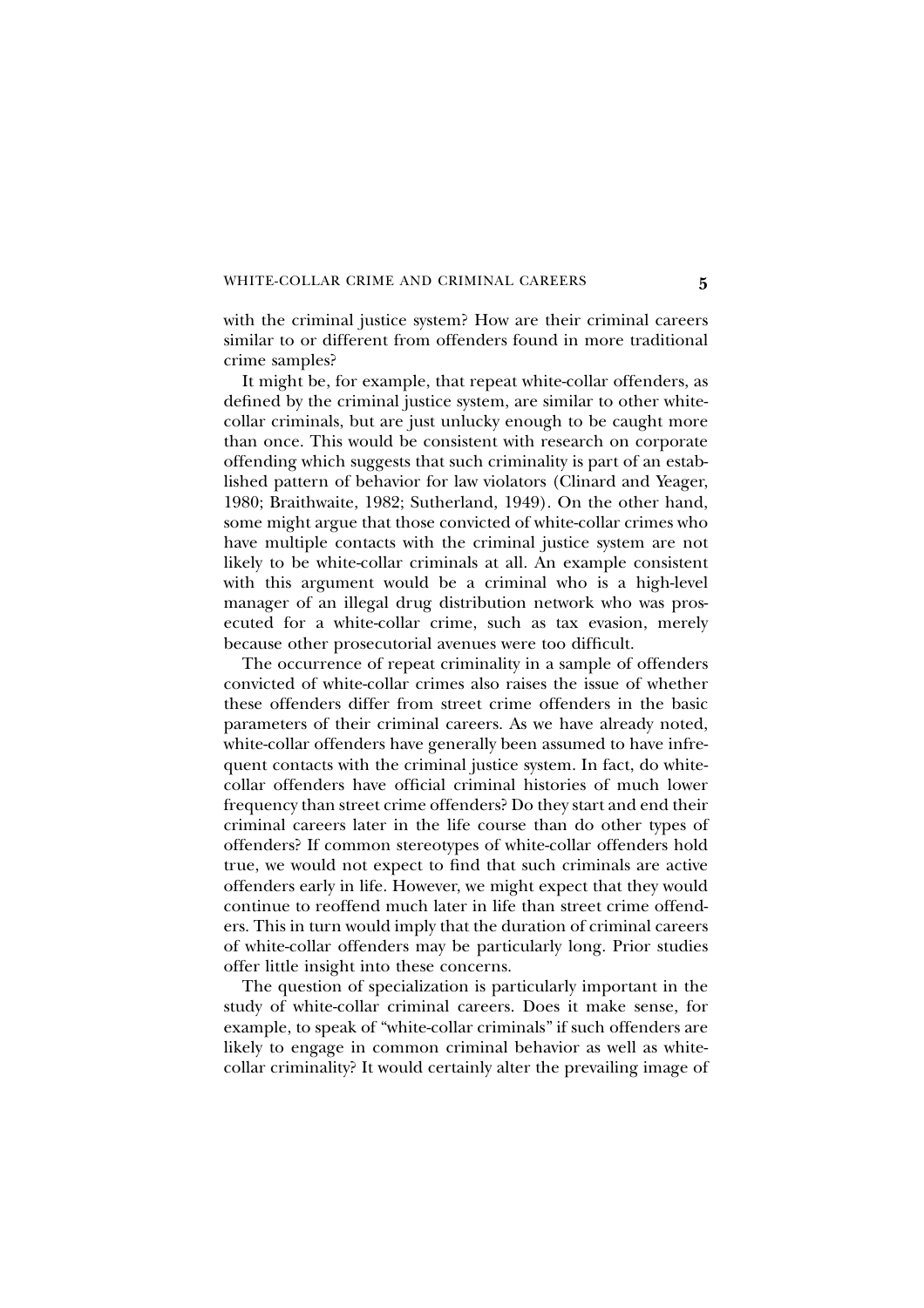with the criminal justice system? How are their criminal careers similar to or different from offenders found in more traditional crime samples?

It might be, for example, that repeat white-collar offenders, as defined by the criminal justice system, are similar to other white-collar criminals, but are just unlucky enough to be caught more than once. This would be consistent with research on corporate offending which suggests that such criminality is part of an established pattern of behavior for law violators (Clinard and Yeager, 1980; Braithwaite, 1982; Sutherland, 1949). On the other hand, some might argue that those convicted of white-collar crimes who have multiple contacts with the criminal justice system are not likely to be white-collar criminals at all. An example consistent with this argument would be a criminal who is a high-level manager of an illegal drug distribution network who was prosecuted for a white-collar crime, such as tax evasion, merely because other prosecutorial avenues were too difficult.

The occurrence of repeat criminality in a sample of offenders convicted of white-collar crimes also raises the issue of whether these offenders differ from street crime offenders in the basic parameters of their criminal careers. As we have already noted, white-collar offenders have generally been assumed to have infrequent contacts with the criminal justice system. In fact, do white-collar offenders have official criminal histories of much lower frequency than street crime offenders? Do they start and end their criminal careers later in the life course than do other types of offenders? If common stereotypes of white-collar offenders hold true, we would not expect to find that such criminals are active offenders early in life. However, we might expect that they would continue to reoffend much later in life than street crime offenders. This in turn would imply that the duration of criminal careers of white-collar offenders may be particularly long. Prior studies offer little insight into these concerns.

The question of specialization is particularly important in the study of white-collar criminal careers. Does it make sense, for example, to speak of "white-collar criminals" if such offenders are likely to engage in common criminal behavior as well as white-collar criminality? It would certainly alter the prevailing image of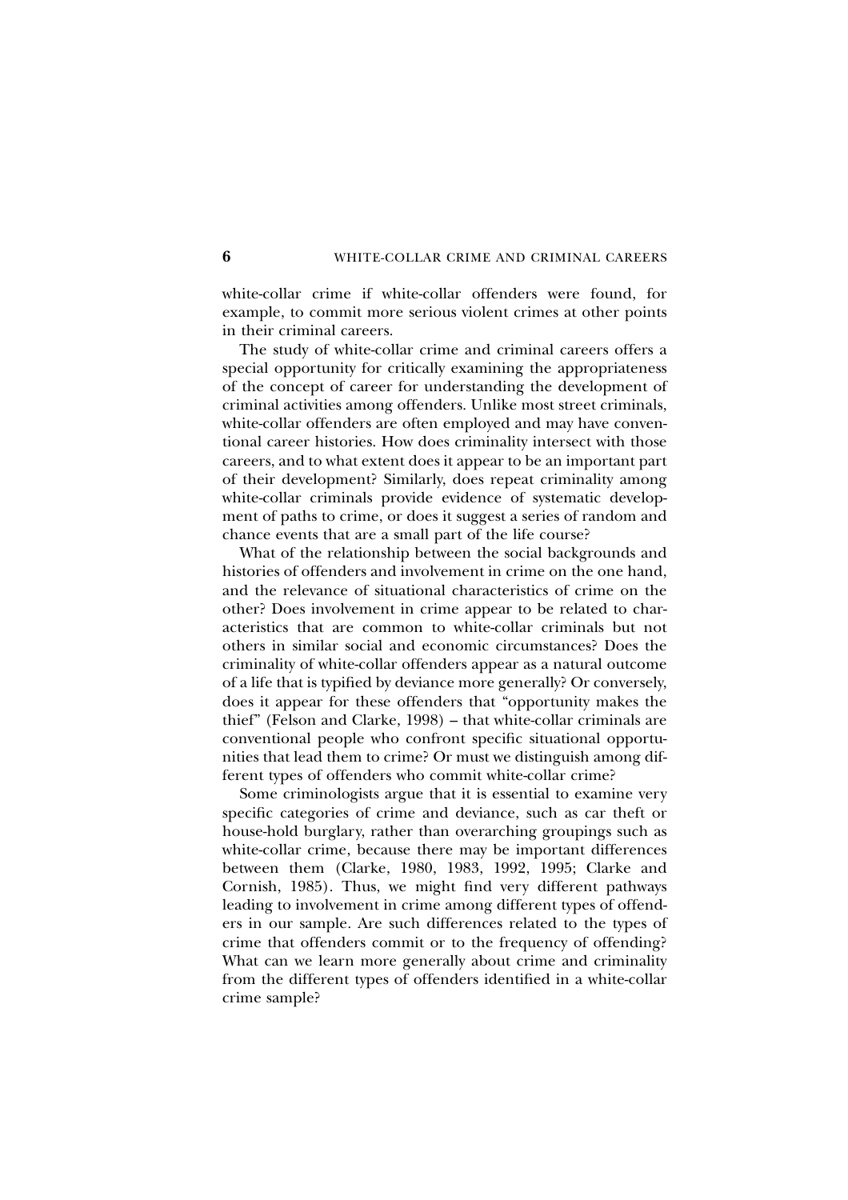white-collar crime if white-collar offenders were found, for example, to commit more serious violent crimes at other points in their criminal careers.

The study of white-collar crime and criminal careers offers a special opportunity for critically examining the appropriateness of the concept of career for understanding the development of criminal activities among offenders. Unlike most street criminals, white-collar offenders are often employed and may have conventional career histories. How does criminality intersect with those careers, and to what extent does it appear to be an important part of their development? Similarly, does repeat criminality among white-collar criminals provide evidence of systematic development of paths to crime, or does it suggest a series of random and chance events that are a small part of the life course?

What of the relationship between the social backgrounds and histories of offenders and involvement in crime on the one hand, and the relevance of situational characteristics of crime on the other? Does involvement in crime appear to be related to characteristics that are common to white-collar criminals but not others in similar social and economic circumstances? Does the criminality of white-collar offenders appear as a natural outcome of a life that is typified by deviance more generally? Or conversely, does it appear for these offenders that "opportunity makes the thief" (Felson and Clarke, 1998) – that white-collar criminals are conventional people who confront specific situational opportunities that lead them to crime? Or must we distinguish among different types of offenders who commit white-collar crime?

Some criminologists argue that it is essential to examine very specific categories of crime and deviance, such as car theft or house-hold burglary, rather than overarching groupings such as white-collar crime, because there may be important differences between them (Clarke, 1980, 1983, 1992, 1995; Clarke and Cornish, 1985). Thus, we might find very different pathways leading to involvement in crime among different types of offenders in our sample. Are such differences related to the types of crime that offenders commit or to the frequency of offending? What can we learn more generally about crime and criminality from the different types of offenders identified in a white-collar crime sample?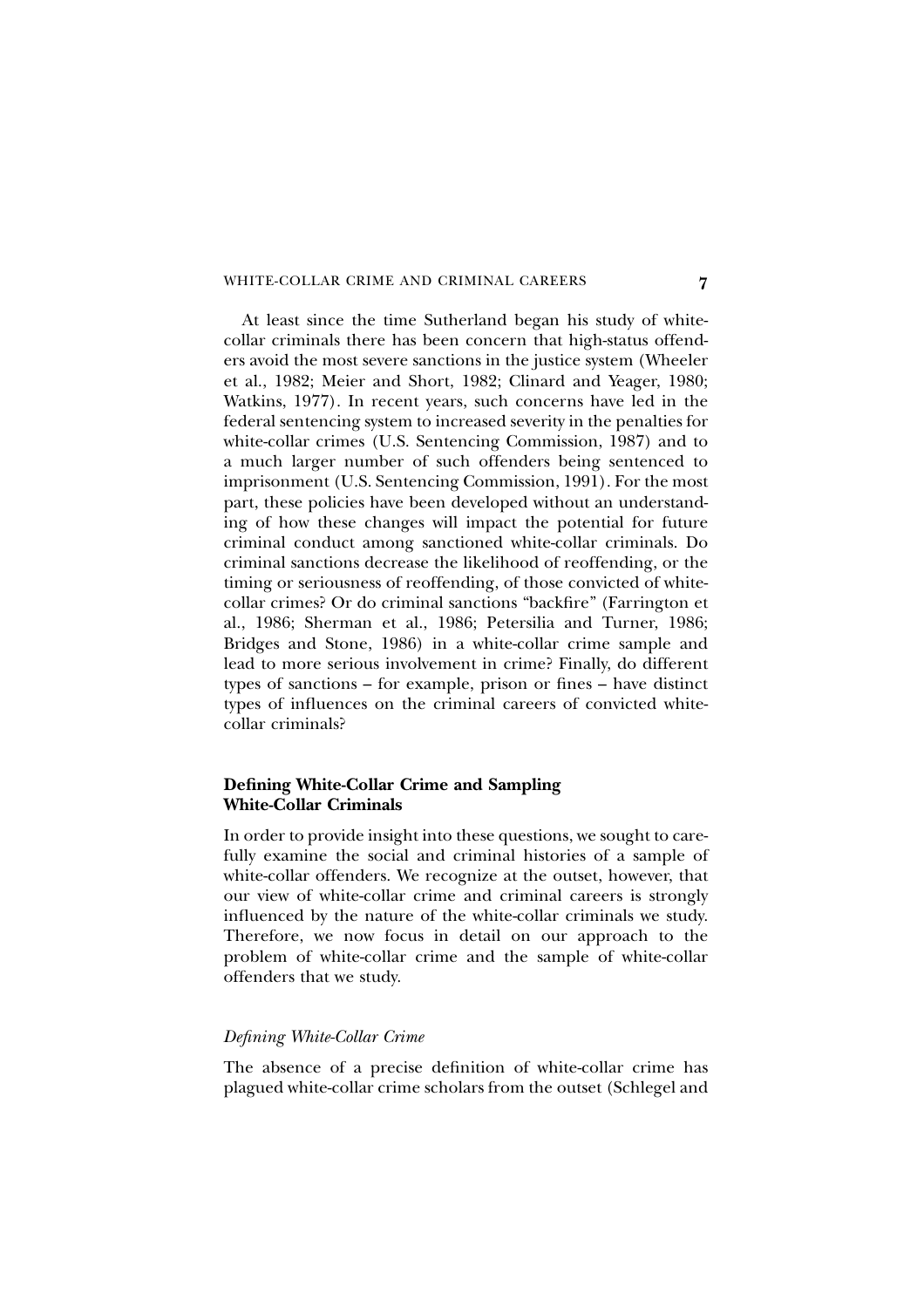At least since the time Sutherland began his study of white-collar criminals there has been concern that high-status offenders avoid the most severe sanctions in the justice system (Wheeler et al., 1982; Meier and Short, 1982; Clinard and Yeager, 1980; Watkins, 1977). In recent years, such concerns have led in the federal sentencing system to increased severity in the penalties for white-collar crimes (U.S. Sentencing Commission, 1987) and to a much larger number of such offenders being sentenced to imprisonment (U.S. Sentencing Commission, 1991). For the most part, these policies have been developed without an understanding of how these changes will impact the potential for future criminal conduct among sanctioned white-collar criminals. Do criminal sanctions decrease the likelihood of reoffending, or the timing or seriousness of reoffending, of those convicted of white-collar crimes? Or do criminal sanctions "backfire" (Farrington et al., 1986; Sherman et al., 1986; Petersilia and Turner, 1986; Bridges and Stone, 1986) in a white-collar crime sample and lead to more serious involvement in crime? Finally, do different types of sanctions – for example, prison or fines – have distinct types of influences on the criminal careers of convicted white-collar criminals?

## Defining White-Collar Crime and Sampling White-Collar Criminals

In order to provide insight into these questions, we sought to carefully examine the social and criminal histories of a sample of white-collar offenders. We recognize at the outset, however, that our view of white-collar crime and criminal careers is strongly influenced by the nature of the white-collar criminals we study. Therefore, we now focus in detail on our approach to the problem of white-collar crime and the sample of white-collar offenders that we study.

### *Defining White-Collar Crime*

The absence of a precise definition of white-collar crime has plagued white-collar crime scholars from the outset (Schlegel and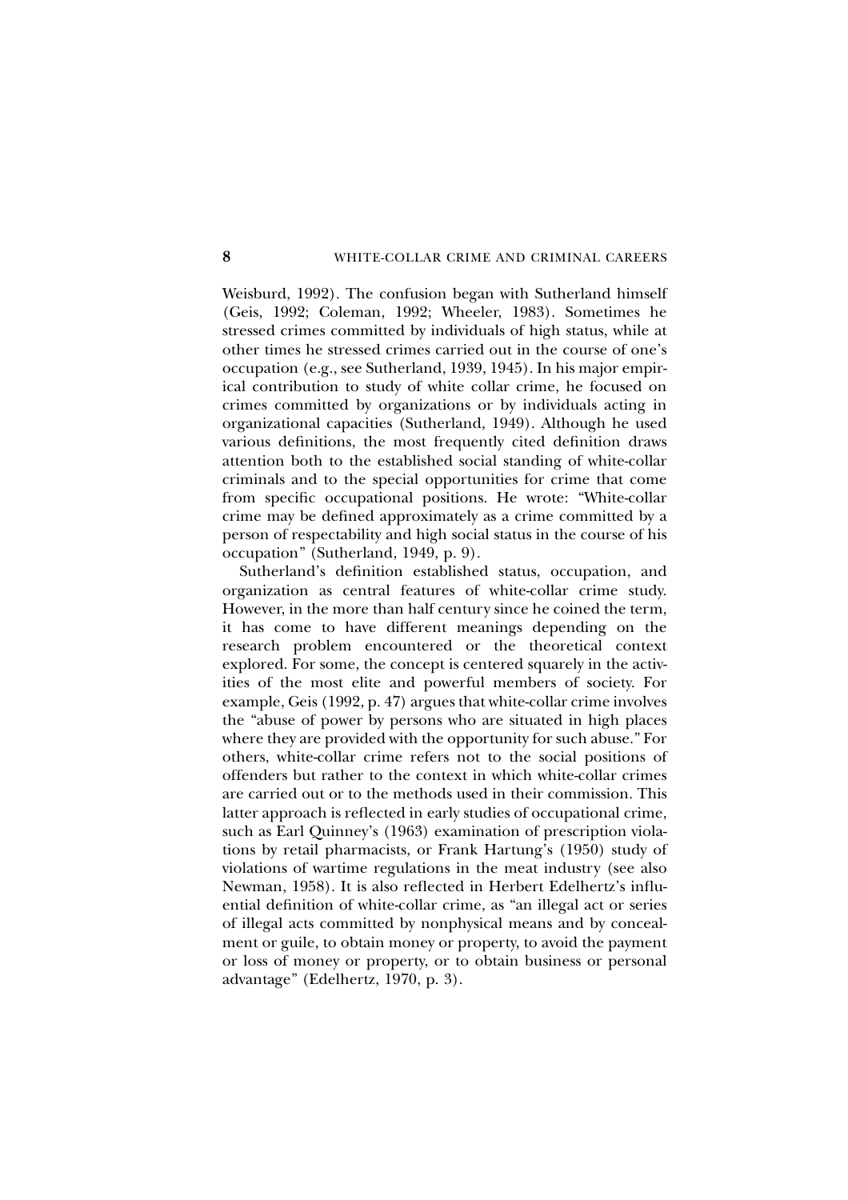Weisburd, 1992). The confusion began with Sutherland himself (Geis, 1992; Coleman, 1992; Wheeler, 1983). Sometimes he stressed crimes committed by individuals of high status, while at other times he stressed crimes carried out in the course of one's occupation (e.g., see Sutherland, 1939, 1945). In his major empirical contribution to study of white collar crime, he focused on crimes committed by organizations or by individuals acting in organizational capacities (Sutherland, 1949). Although he used various definitions, the most frequently cited definition draws attention both to the established social standing of white-collar criminals and to the special opportunities for crime that come from specific occupational positions. He wrote: "White-collar crime may be defined approximately as a crime committed by a person of respectability and high social status in the course of his occupation" (Sutherland, 1949, p. 9).

Sutherland's definition established status, occupation, and organization as central features of white-collar crime study. However, in the more than half century since he coined the term, it has come to have different meanings depending on the research problem encountered or the theoretical context explored. For some, the concept is centered squarely in the activities of the most elite and powerful members of society. For example, Geis (1992, p. 47) argues that white-collar crime involves the "abuse of power by persons who are situated in high places where they are provided with the opportunity for such abuse." For others, white-collar crime refers not to the social positions of offenders but rather to the context in which white-collar crimes are carried out or to the methods used in their commission. This latter approach is reflected in early studies of occupational crime, such as Earl Quinney's (1963) examination of prescription violations by retail pharmacists, or Frank Hartung's (1950) study of violations of wartime regulations in the meat industry (see also Newman, 1958). It is also reflected in Herbert Edelhertz's influential definition of white-collar crime, as "an illegal act or series of illegal acts committed by nonphysical means and by concealment or guile, to obtain money or property, to avoid the payment or loss of money or property, or to obtain business or personal advantage" (Edelhertz, 1970, p. 3).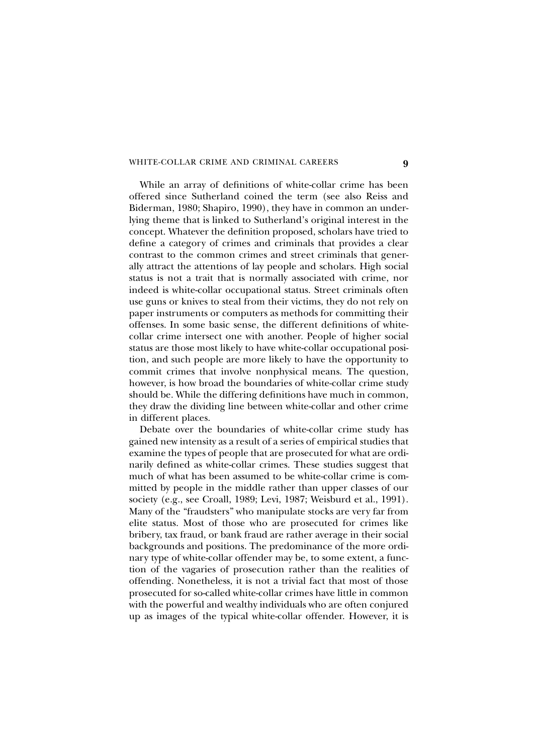While an array of definitions of white-collar crime has been offered since Sutherland coined the term (see also Reiss and Biderman, 1980; Shapiro, 1990), they have in common an underlying theme that is linked to Sutherland's original interest in the concept. Whatever the definition proposed, scholars have tried to define a category of crimes and criminals that provides a clear contrast to the common crimes and street criminals that generally attract the attentions of lay people and scholars. High social status is not a trait that is normally associated with crime, nor indeed is white-collar occupational status. Street criminals often use guns or knives to steal from their victims, they do not rely on paper instruments or computers as methods for committing their offenses. In some basic sense, the different definitions of white-collar crime intersect one with another. People of higher social status are those most likely to have white-collar occupational position, and such people are more likely to have the opportunity to commit crimes that involve nonphysical means. The question, however, is how broad the boundaries of white-collar crime study should be. While the differing definitions have much in common, they draw the dividing line between white-collar and other crime in different places.

Debate over the boundaries of white-collar crime study has gained new intensity as a result of a series of empirical studies that examine the types of people that are prosecuted for what are ordinarily defined as white-collar crimes. These studies suggest that much of what has been assumed to be white-collar crime is committed by people in the middle rather than upper classes of our society (e.g., see Croall, 1989; Levi, 1987; Weisburd et al., 1991). Many of the "fraudsters" who manipulate stocks are very far from elite status. Most of those who are prosecuted for crimes like bribery, tax fraud, or bank fraud are rather average in their social backgrounds and positions. The predominance of the more ordinary type of white-collar offender may be, to some extent, a function of the vagaries of prosecution rather than the realities of offending. Nonetheless, it is not a trivial fact that most of those prosecuted for so-called white-collar crimes have little in common with the powerful and wealthy individuals who are often conjured up as images of the typical white-collar offender. However, it is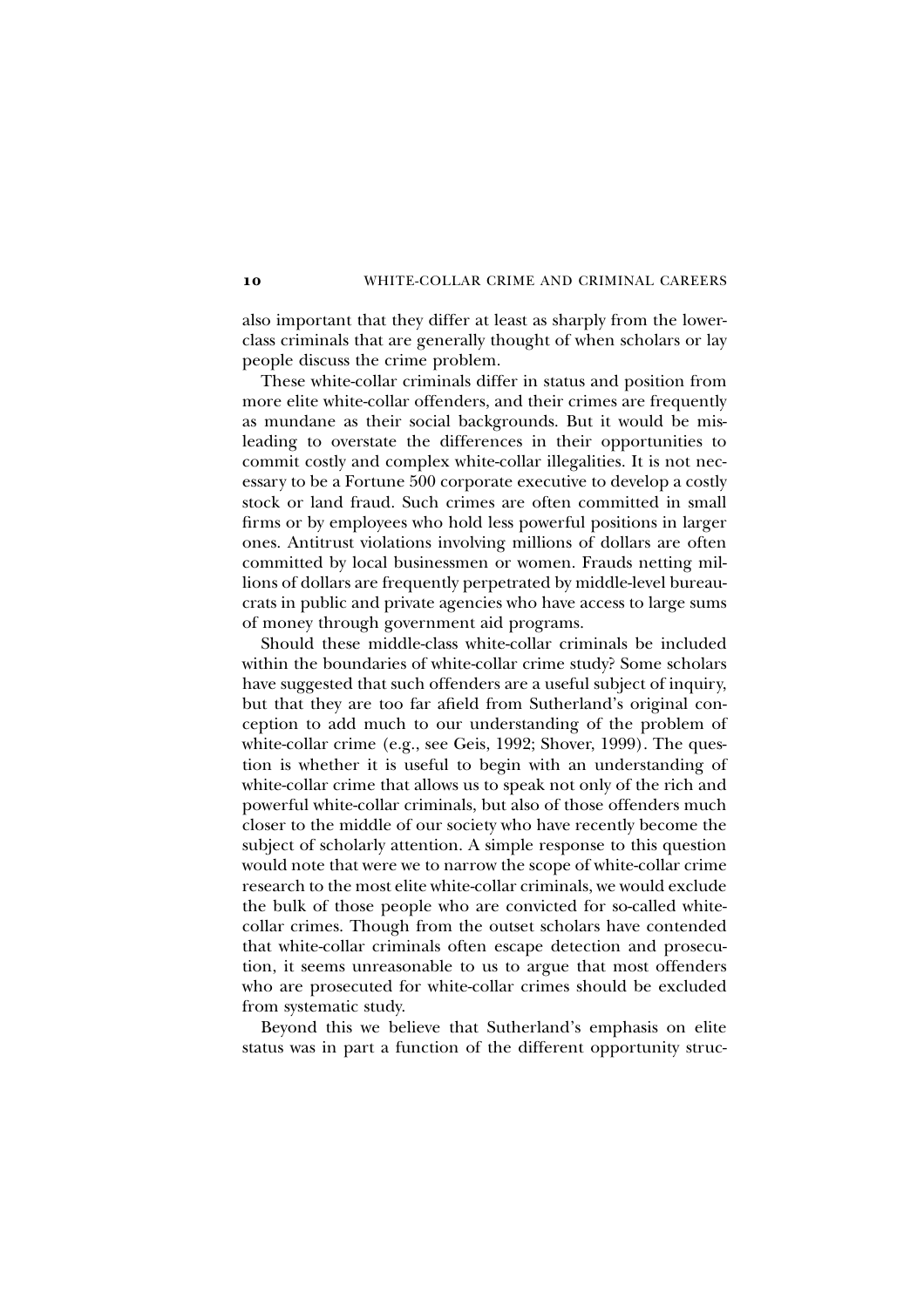also important that they differ at least as sharply from the lower-class criminals that are generally thought of when scholars or lay people discuss the crime problem.

These white-collar criminals differ in status and position from more elite white-collar offenders, and their crimes are frequently as mundane as their social backgrounds. But it would be misleading to overstate the differences in their opportunities to commit costly and complex white-collar illegalities. It is not necessary to be a Fortune 500 corporate executive to develop a costly stock or land fraud. Such crimes are often committed in small firms or by employees who hold less powerful positions in larger ones. Antitrust violations involving millions of dollars are often committed by local businessmen or women. Frauds netting millions of dollars are frequently perpetrated by middle-level bureaucrats in public and private agencies who have access to large sums of money through government aid programs.

Should these middle-class white-collar criminals be included within the boundaries of white-collar crime study? Some scholars have suggested that such offenders are a useful subject of inquiry, but that they are too far afield from Sutherland's original conception to add much to our understanding of the problem of white-collar crime (e.g., see Geis, 1992; Shover, 1999). The question is whether it is useful to begin with an understanding of white-collar crime that allows us to speak not only of the rich and powerful white-collar criminals, but also of those offenders much closer to the middle of our society who have recently become the subject of scholarly attention. A simple response to this question would note that were we to narrow the scope of white-collar crime research to the most elite white-collar criminals, we would exclude the bulk of those people who are convicted for so-called white-collar crimes. Though from the outset scholars have contended that white-collar criminals often escape detection and prosecution, it seems unreasonable to us to argue that most offenders who are prosecuted for white-collar crimes should be excluded from systematic study.

Beyond this we believe that Sutherland's emphasis on elite status was in part a function of the different opportunity struc-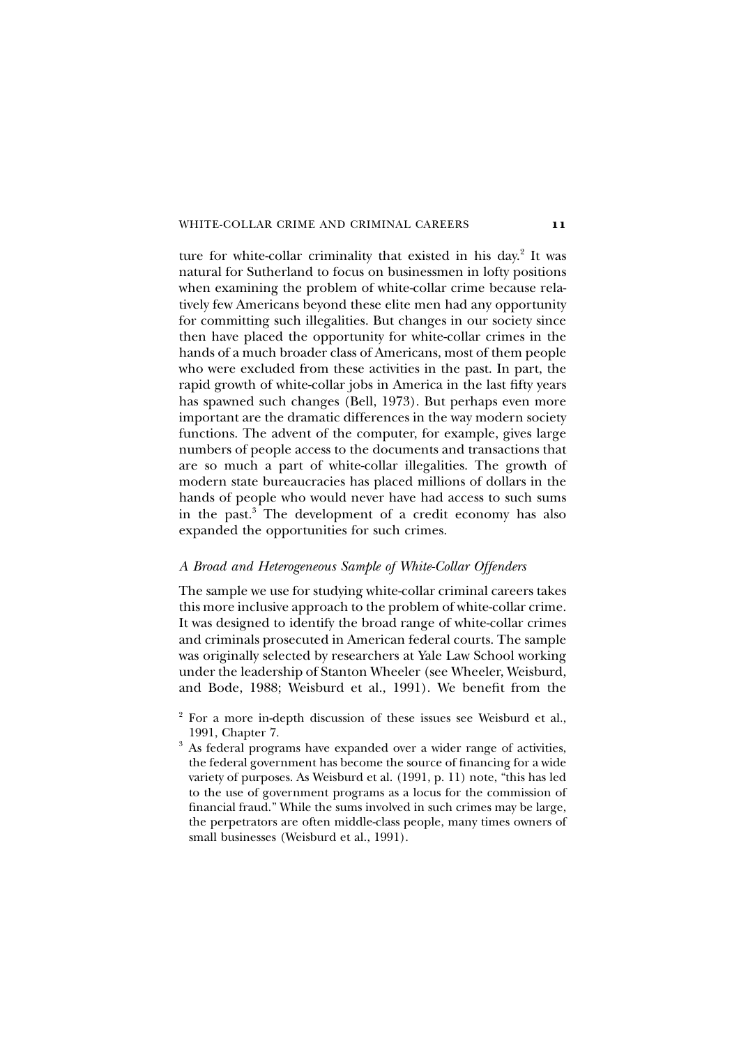ture for white-collar criminality that existed in his day.[2] It was natural for Sutherland to focus on businessmen in lofty positions when examining the problem of white-collar crime because relatively few Americans beyond these elite men had any opportunity for committing such illegalities. But changes in our society since then have placed the opportunity for white-collar crimes in the hands of a much broader class of Americans, most of them people who were excluded from these activities in the past. In part, the rapid growth of white-collar jobs in America in the last fifty years has spawned such changes (Bell, 1973). But perhaps even more important are the dramatic differences in the way modern society functions. The advent of the computer, for example, gives large numbers of people access to the documents and transactions that are so much a part of white-collar illegalities. The growth of modern state bureaucracies has placed millions of dollars in the hands of people who would never have had access to such sums in the past.[3] The development of a credit economy has also expanded the opportunities for such crimes.

### *A Broad and Heterogeneous Sample of White-Collar Offenders*

The sample we use for studying white-collar criminal careers takes this more inclusive approach to the problem of white-collar crime. It was designed to identify the broad range of white-collar crimes and criminals prosecuted in American federal courts. The sample was originally selected by researchers at Yale Law School working under the leadership of Stanton Wheeler (see Wheeler, Weisburd, and Bode, 1988; Weisburd et al., 1991). We benefit from the

[2] For a more in-depth discussion of these issues see Weisburd et al., 1991, Chapter 7.

[3] As federal programs have expanded over a wider range of activities, the federal government has become the source of financing for a wide variety of purposes. As Weisburd et al. (1991, p. 11) note, "this has led to the use of government programs as a locus for the commission of financial fraud." While the sums involved in such crimes may be large, the perpetrators are often middle-class people, many times owners of small businesses (Weisburd et al., 1991).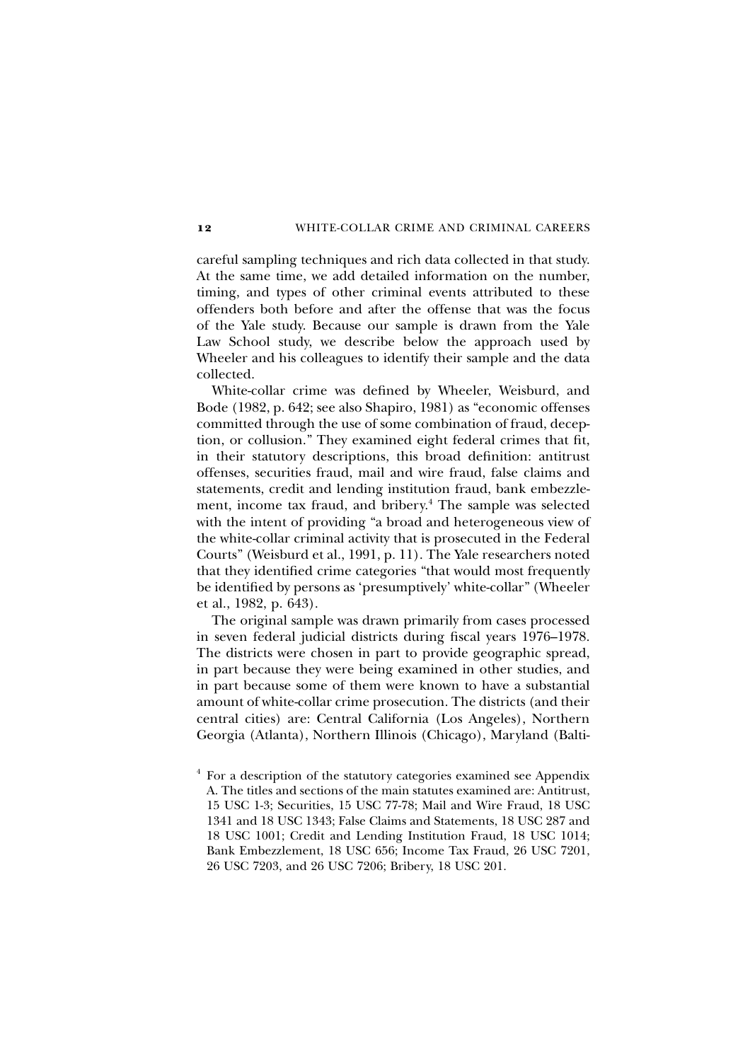careful sampling techniques and rich data collected in that study. At the same time, we add detailed information on the number, timing, and types of other criminal events attributed to these offenders both before and after the offense that was the focus of the Yale study. Because our sample is drawn from the Yale Law School study, we describe below the approach used by Wheeler and his colleagues to identify their sample and the data collected.

White-collar crime was defined by Wheeler, Weisburd, and Bode (1982, p. 642; see also Shapiro, 1981) as "economic offenses committed through the use of some combination of fraud, deception, or collusion." They examined eight federal crimes that fit, in their statutory descriptions, this broad definition: antitrust offenses, securities fraud, mail and wire fraud, false claims and statements, credit and lending institution fraud, bank embezzlement, income tax fraud, and bribery.[4] The sample was selected with the intent of providing "a broad and heterogeneous view of the white-collar criminal activity that is prosecuted in the Federal Courts" (Weisburd et al., 1991, p. 11). The Yale researchers noted that they identified crime categories "that would most frequently be identified by persons as 'presumptively' white-collar" (Wheeler et al., 1982, p. 643).

The original sample was drawn primarily from cases processed in seven federal judicial districts during fiscal years 1976–1978. The districts were chosen in part to provide geographic spread, in part because they were being examined in other studies, and in part because some of them were known to have a substantial amount of white-collar crime prosecution. The districts (and their central cities) are: Central California (Los Angeles), Northern Georgia (Atlanta), Northern Illinois (Chicago), Maryland (Balti-

[4] For a description of the statutory categories examined see Appendix A. The titles and sections of the main statutes examined are: Antitrust, 15 USC 1-3; Securities, 15 USC 77-78; Mail and Wire Fraud, 18 USC 1341 and 18 USC 1343; False Claims and Statements, 18 USC 287 and 18 USC 1001; Credit and Lending Institution Fraud, 18 USC 1014; Bank Embezzlement, 18 USC 656; Income Tax Fraud, 26 USC 7201, 26 USC 7203, and 26 USC 7206; Bribery, 18 USC 201.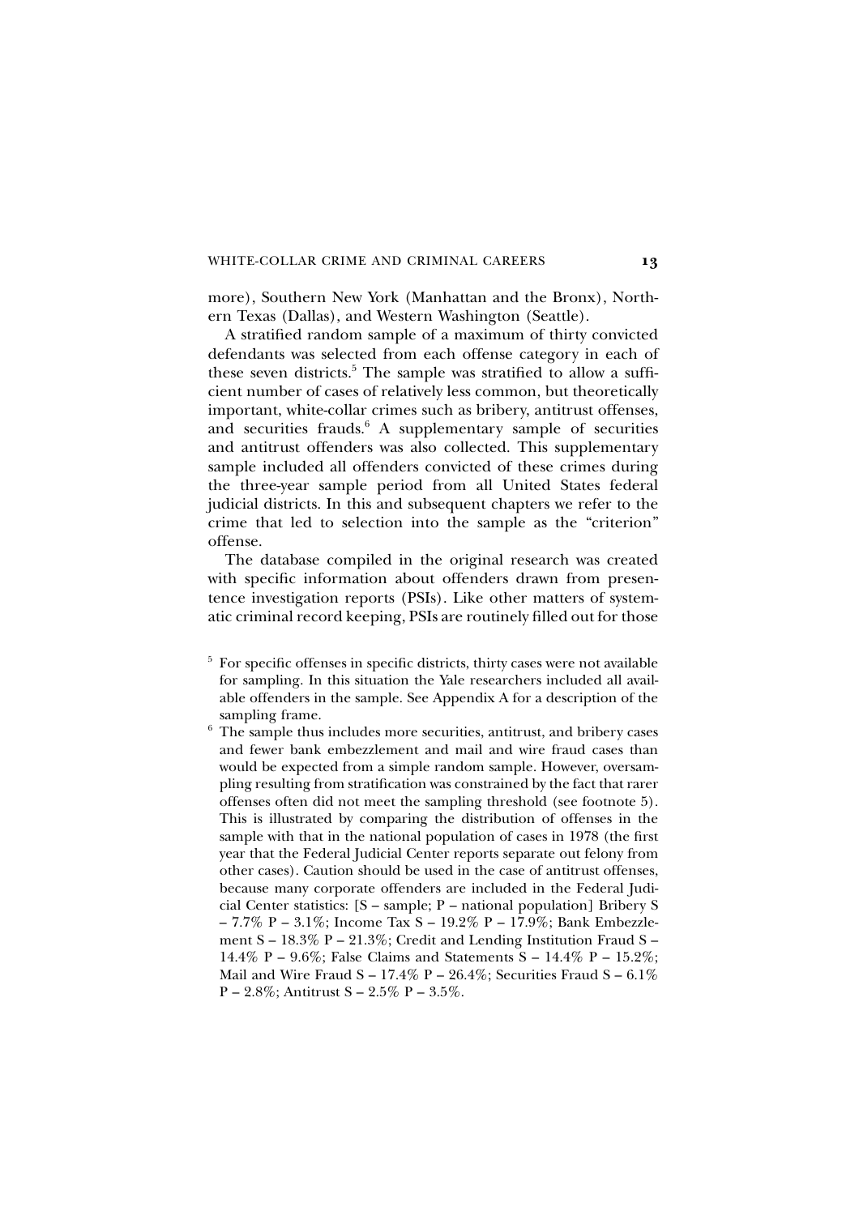more), Southern New York (Manhattan and the Bronx), Northern Texas (Dallas), and Western Washington (Seattle).

A stratified random sample of a maximum of thirty convicted defendants was selected from each offense category in each of these seven districts.[5] The sample was stratified to allow a sufficient number of cases of relatively less common, but theoretically important, white-collar crimes such as bribery, antitrust offenses, and securities frauds.[6] A supplementary sample of securities and antitrust offenders was also collected. This supplementary sample included all offenders convicted of these crimes during the three-year sample period from all United States federal judicial districts. In this and subsequent chapters we refer to the crime that led to selection into the sample as the "criterion" offense.

The database compiled in the original research was created with specific information about offenders drawn from presentence investigation reports (PSIs). Like other matters of systematic criminal record keeping, PSIs are routinely filled out for those

[5] For specific offenses in specific districts, thirty cases were not available for sampling. In this situation the Yale researchers included all available offenders in the sample. See Appendix A for a description of the sampling frame.

[6] The sample thus includes more securities, antitrust, and bribery cases and fewer bank embezzlement and mail and wire fraud cases than would be expected from a simple random sample. However, oversampling resulting from stratification was constrained by the fact that rarer offenses often did not meet the sampling threshold (see footnote 5). This is illustrated by comparing the distribution of offenses in the sample with that in the national population of cases in 1978 (the first year that the Federal Judicial Center reports separate out felony from other cases). Caution should be used in the case of antitrust offenses, because many corporate offenders are included in the Federal Judicial Center statistics: [S – sample; P – national population] Bribery S – 7.7% P – 3.1%; Income Tax S – 19.2% P – 17.9%; Bank Embezzlement S – 18.3% P – 21.3%; Credit and Lending Institution Fraud S – 14.4% P – 9.6%; False Claims and Statements S – 14.4% P – 15.2%; Mail and Wire Fraud S – 17.4% P – 26.4%; Securities Fraud S – 6.1% P – 2.8%; Antitrust S – 2.5% P – 3.5%.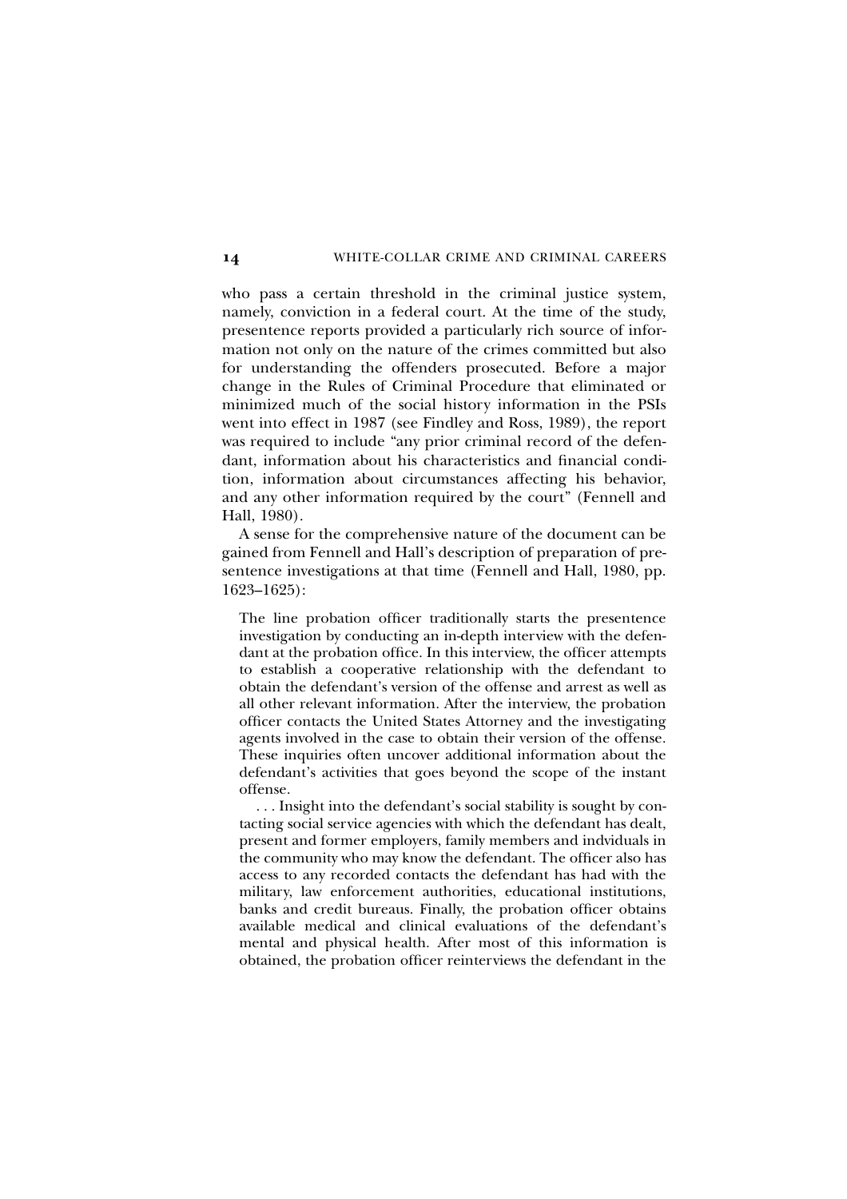who pass a certain threshold in the criminal justice system, namely, conviction in a federal court. At the time of the study, presentence reports provided a particularly rich source of information not only on the nature of the crimes committed but also for understanding the offenders prosecuted. Before a major change in the Rules of Criminal Procedure that eliminated or minimized much of the social history information in the PSIs went into effect in 1987 (see Findley and Ross, 1989), the report was required to include "any prior criminal record of the defendant, information about his characteristics and financial condition, information about circumstances affecting his behavior, and any other information required by the court" (Fennell and Hall, 1980).

A sense for the comprehensive nature of the document can be gained from Fennell and Hall's description of preparation of presentence investigations at that time (Fennell and Hall, 1980, pp. 1623–1625):

> The line probation officer traditionally starts the presentence investigation by conducting an in-depth interview with the defendant at the probation office. In this interview, the officer attempts to establish a cooperative relationship with the defendant to obtain the defendant's version of the offense and arrest as well as all other relevant information. After the interview, the probation officer contacts the United States Attorney and the investigating agents involved in the case to obtain their version of the offense. These inquiries often uncover additional information about the defendant's activities that goes beyond the scope of the instant offense.
>
> . . . Insight into the defendant's social stability is sought by contacting social service agencies with which the defendant has dealt, present and former employers, family members and indviduals in the community who may know the defendant. The officer also has access to any recorded contacts the defendant has had with the military, law enforcement authorities, educational institutions, banks and credit bureaus. Finally, the probation officer obtains available medical and clinical evaluations of the defendant's mental and physical health. After most of this information is obtained, the probation officer reinterviews the defendant in the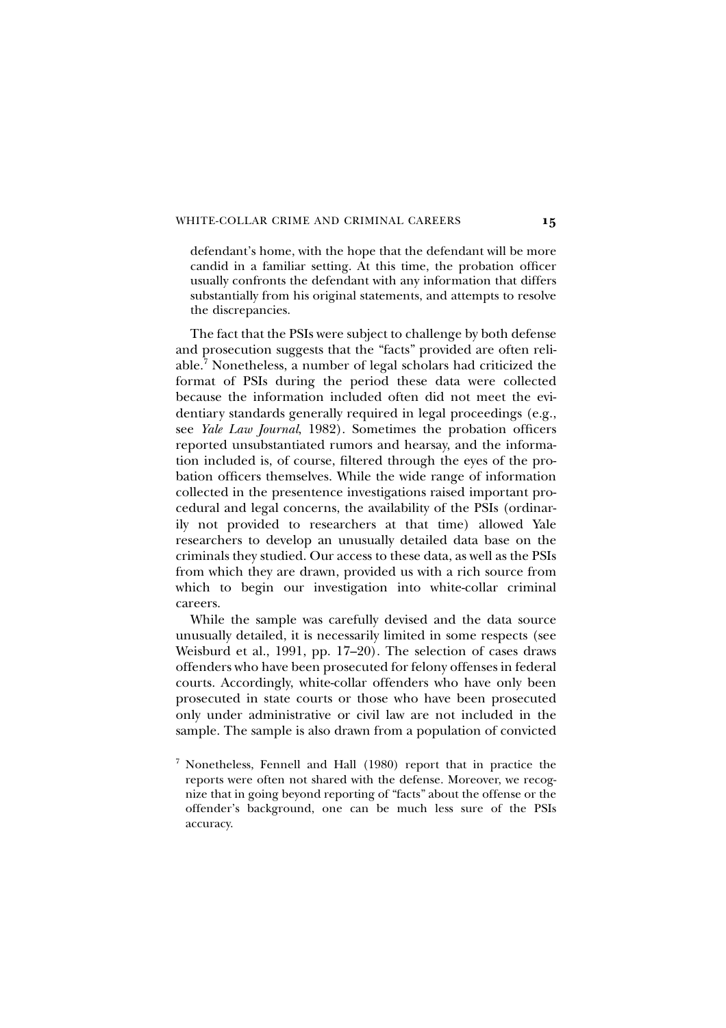defendant's home, with the hope that the defendant will be more candid in a familiar setting. At this time, the probation officer usually confronts the defendant with any information that differs substantially from his original statements, and attempts to resolve the discrepancies.

The fact that the PSIs were subject to challenge by both defense and prosecution suggests that the "facts" provided are often reliable.[7] Nonetheless, a number of legal scholars had criticized the format of PSIs during the period these data were collected because the information included often did not meet the evidentiary standards generally required in legal proceedings (e.g., see *Yale Law Journal*, 1982). Sometimes the probation officers reported unsubstantiated rumors and hearsay, and the information included is, of course, filtered through the eyes of the probation officers themselves. While the wide range of information collected in the presentence investigations raised important procedural and legal concerns, the availability of the PSIs (ordinarily not provided to researchers at that time) allowed Yale researchers to develop an unusually detailed data base on the criminals they studied. Our access to these data, as well as the PSIs from which they are drawn, provided us with a rich source from which to begin our investigation into white-collar criminal careers.

While the sample was carefully devised and the data source unusually detailed, it is necessarily limited in some respects (see Weisburd et al., 1991, pp. 17–20). The selection of cases draws offenders who have been prosecuted for felony offenses in federal courts. Accordingly, white-collar offenders who have only been prosecuted in state courts or those who have been prosecuted only under administrative or civil law are not included in the sample. The sample is also drawn from a population of convicted

[7] Nonetheless, Fennell and Hall (1980) report that in practice the reports were often not shared with the defense. Moreover, we recognize that in going beyond reporting of "facts" about the offense or the offender's background, one can be much less sure of the PSIs accuracy.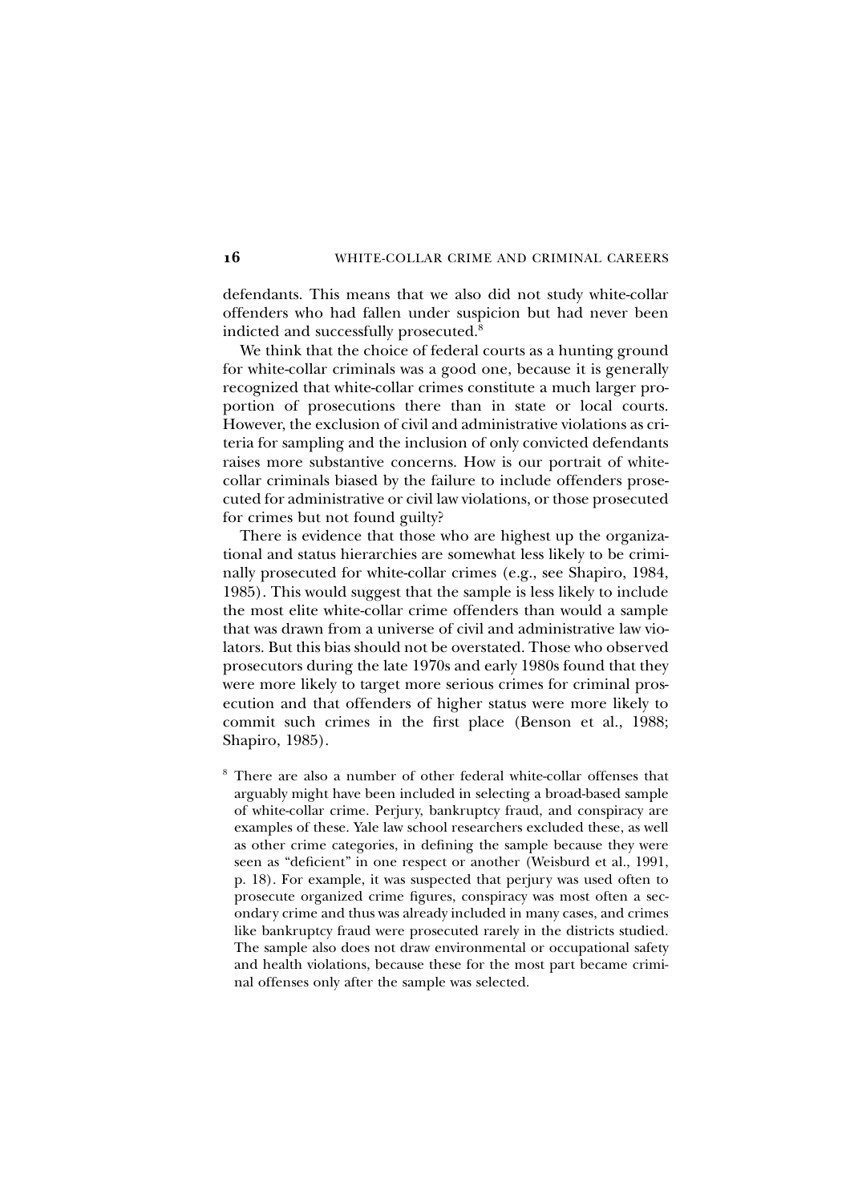defendants. This means that we also did not study white-collar offenders who had fallen under suspicion but had never been indicted and successfully prosecuted.[8]

We think that the choice of federal courts as a hunting ground for white-collar criminals was a good one, because it is generally recognized that white-collar crimes constitute a much larger proportion of prosecutions there than in state or local courts. However, the exclusion of civil and administrative violations as criteria for sampling and the inclusion of only convicted defendants raises more substantive concerns. How is our portrait of white-collar criminals biased by the failure to include offenders prosecuted for administrative or civil law violations, or those prosecuted for crimes but not found guilty?

There is evidence that those who are highest up the organizational and status hierarchies are somewhat less likely to be criminally prosecuted for white-collar crimes (e.g., see Shapiro, 1984, 1985). This would suggest that the sample is less likely to include the most elite white-collar crime offenders than would a sample that was drawn from a universe of civil and administrative law violators. But this bias should not be overstated. Those who observed prosecutors during the late 1970s and early 1980s found that they were more likely to target more serious crimes for criminal prosecution and that offenders of higher status were more likely to commit such crimes in the first place (Benson et al., 1988; Shapiro, 1985).

[8] There are also a number of other federal white-collar offenses that arguably might have been included in selecting a broad-based sample of white-collar crime. Perjury, bankruptcy fraud, and conspiracy are examples of these. Yale law school researchers excluded these, as well as other crime categories, in defining the sample because they were seen as "deficient" in one respect or another (Weisburd et al., 1991, p. 18). For example, it was suspected that perjury was used often to prosecute organized crime figures, conspiracy was most often a secondary crime and thus was already included in many cases, and crimes like bankruptcy fraud were prosecuted rarely in the districts studied. The sample also does not draw environmental or occupational safety and health violations, because these for the most part became criminal offenses only after the sample was selected.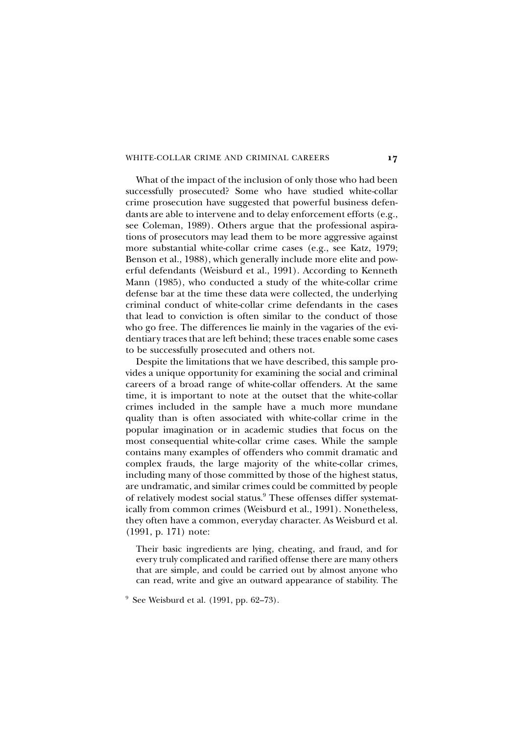What of the impact of the inclusion of only those who had been successfully prosecuted? Some who have studied white-collar crime prosecution have suggested that powerful business defendants are able to intervene and to delay enforcement efforts (e.g., see Coleman, 1989). Others argue that the professional aspirations of prosecutors may lead them to be more aggressive against more substantial white-collar crime cases (e.g., see Katz, 1979; Benson et al., 1988), which generally include more elite and powerful defendants (Weisburd et al., 1991). According to Kenneth Mann (1985), who conducted a study of the white-collar crime defense bar at the time these data were collected, the underlying criminal conduct of white-collar crime defendants in the cases that lead to conviction is often similar to the conduct of those who go free. The differences lie mainly in the vagaries of the evidentiary traces that are left behind; these traces enable some cases to be successfully prosecuted and others not.

Despite the limitations that we have described, this sample provides a unique opportunity for examining the social and criminal careers of a broad range of white-collar offenders. At the same time, it is important to note at the outset that the white-collar crimes included in the sample have a much more mundane quality than is often associated with white-collar crime in the popular imagination or in academic studies that focus on the most consequential white-collar crime cases. While the sample contains many examples of offenders who commit dramatic and complex frauds, the large majority of the white-collar crimes, including many of those committed by those of the highest status, are undramatic, and similar crimes could be committed by people of relatively modest social status.[9] These offenses differ systematically from common crimes (Weisburd et al., 1991). Nonetheless, they often have a common, everyday character. As Weisburd et al. (1991, p. 171) note:

> Their basic ingredients are lying, cheating, and fraud, and for every truly complicated and rarified offense there are many others that are simple, and could be carried out by almost anyone who can read, write and give an outward appearance of stability. The

[9] See Weisburd et al. (1991, pp. 62–73).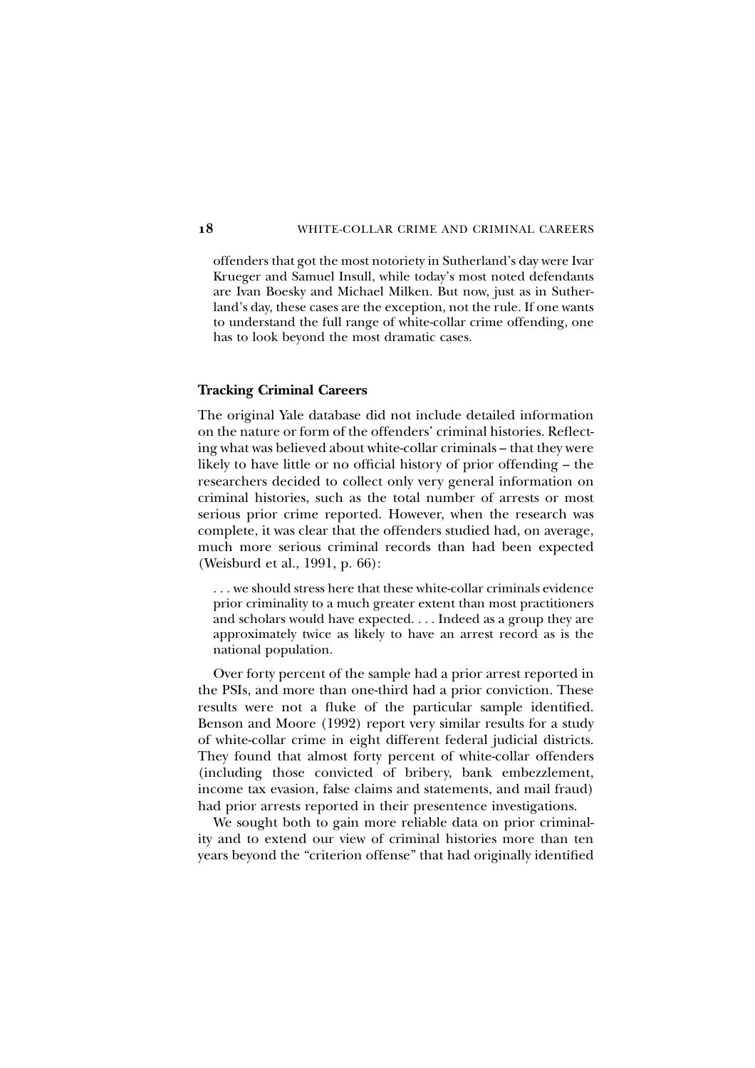offenders that got the most notoriety in Sutherland's day were Ivar Krueger and Samuel Insull, while today's most noted defendants are Ivan Boesky and Michael Milken. But now, just as in Sutherland's day, these cases are the exception, not the rule. If one wants to understand the full range of white-collar crime offending, one has to look beyond the most dramatic cases.

### Tracking Criminal Careers

The original Yale database did not include detailed information on the nature or form of the offenders' criminal histories. Reflecting what was believed about white-collar criminals – that they were likely to have little or no official history of prior offending – the researchers decided to collect only very general information on criminal histories, such as the total number of arrests or most serious prior crime reported. However, when the research was complete, it was clear that the offenders studied had, on average, much more serious criminal records than had been expected (Weisburd et al., 1991, p. 66):

> . . . we should stress here that these white-collar criminals evidence prior criminality to a much greater extent than most practitioners and scholars would have expected. . . . Indeed as a group they are approximately twice as likely to have an arrest record as is the national population.

Over forty percent of the sample had a prior arrest reported in the PSIs, and more than one-third had a prior conviction. These results were not a fluke of the particular sample identified. Benson and Moore (1992) report very similar results for a study of white-collar crime in eight different federal judicial districts. They found that almost forty percent of white-collar offenders (including those convicted of bribery, bank embezzlement, income tax evasion, false claims and statements, and mail fraud) had prior arrests reported in their presentence investigations.

We sought both to gain more reliable data on prior criminality and to extend our view of criminal histories more than ten years beyond the "criterion offense" that had originally identified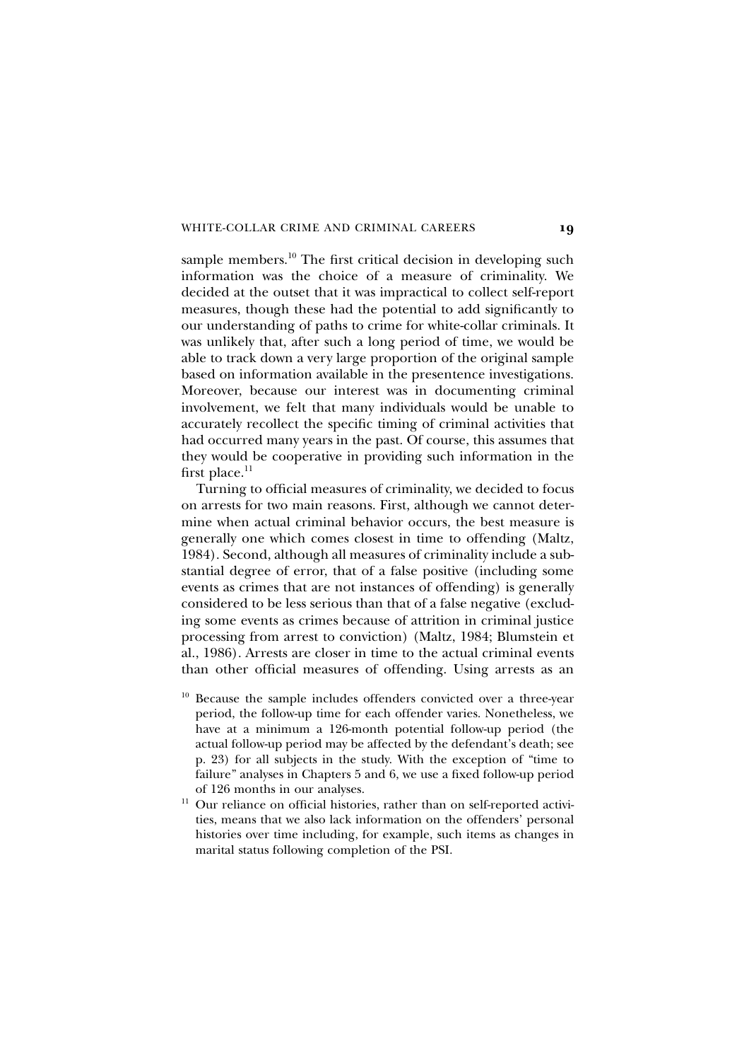sample members.[10] The first critical decision in developing such information was the choice of a measure of criminality. We decided at the outset that it was impractical to collect self-report measures, though these had the potential to add significantly to our understanding of paths to crime for white-collar criminals. It was unlikely that, after such a long period of time, we would be able to track down a very large proportion of the original sample based on information available in the presentence investigations. Moreover, because our interest was in documenting criminal involvement, we felt that many individuals would be unable to accurately recollect the specific timing of criminal activities that had occurred many years in the past. Of course, this assumes that they would be cooperative in providing such information in the first place.[11]

Turning to official measures of criminality, we decided to focus on arrests for two main reasons. First, although we cannot determine when actual criminal behavior occurs, the best measure is generally one which comes closest in time to offending (Maltz, 1984). Second, although all measures of criminality include a substantial degree of error, that of a false positive (including some events as crimes that are not instances of offending) is generally considered to be less serious than that of a false negative (excluding some events as crimes because of attrition in criminal justice processing from arrest to conviction) (Maltz, 1984; Blumstein et al., 1986). Arrests are closer in time to the actual criminal events than other official measures of offending. Using arrests as an

[10] Because the sample includes offenders convicted over a three-year period, the follow-up time for each offender varies. Nonetheless, we have at a minimum a 126-month potential follow-up period (the actual follow-up period may be affected by the defendant's death; see p. 23) for all subjects in the study. With the exception of "time to failure" analyses in Chapters 5 and 6, we use a fixed follow-up period of 126 months in our analyses.

[11] Our reliance on official histories, rather than on self-reported activities, means that we also lack information on the offenders' personal histories over time including, for example, such items as changes in marital status following completion of the PSI.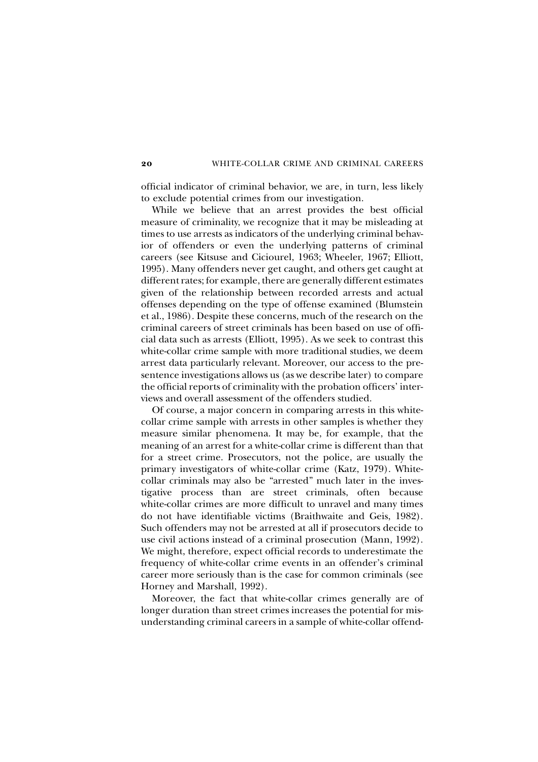official indicator of criminal behavior, we are, in turn, less likely to exclude potential crimes from our investigation.

While we believe that an arrest provides the best official measure of criminality, we recognize that it may be misleading at times to use arrests as indicators of the underlying criminal behavior of offenders or even the underlying patterns of criminal careers (see Kitsuse and Cicioure1, 1963; Wheeler, 1967; Elliott, 1995). Many offenders never get caught, and others get caught at different rates; for example, there are generally different estimates given of the relationship between recorded arrests and actual offenses depending on the type of offense examined (Blumstein et al., 1986). Despite these concerns, much of the research on the criminal careers of street criminals has been based on use of official data such as arrests (Elliott, 1995). As we seek to contrast this white-collar crime sample with more traditional studies, we deem arrest data particularly relevant. Moreover, our access to the presentence investigations allows us (as we describe later) to compare the official reports of criminality with the probation officers' interviews and overall assessment of the offenders studied.

Of course, a major concern in comparing arrests in this white-collar crime sample with arrests in other samples is whether they measure similar phenomena. It may be, for example, that the meaning of an arrest for a white-collar crime is different than that for a street crime. Prosecutors, not the police, are usually the primary investigators of white-collar crime (Katz, 1979). White-collar criminals may also be "arrested" much later in the investigative process than are street criminals, often because white-collar crimes are more difficult to unravel and many times do not have identifiable victims (Braithwaite and Geis, 1982). Such offenders may not be arrested at all if prosecutors decide to use civil actions instead of a criminal prosecution (Mann, 1992). We might, therefore, expect official records to underestimate the frequency of white-collar crime events in an offender's criminal career more seriously than is the case for common criminals (see Horney and Marshall, 1992).

Moreover, the fact that white-collar crimes generally are of longer duration than street crimes increases the potential for misunderstanding criminal careers in a sample of white-collar offend-